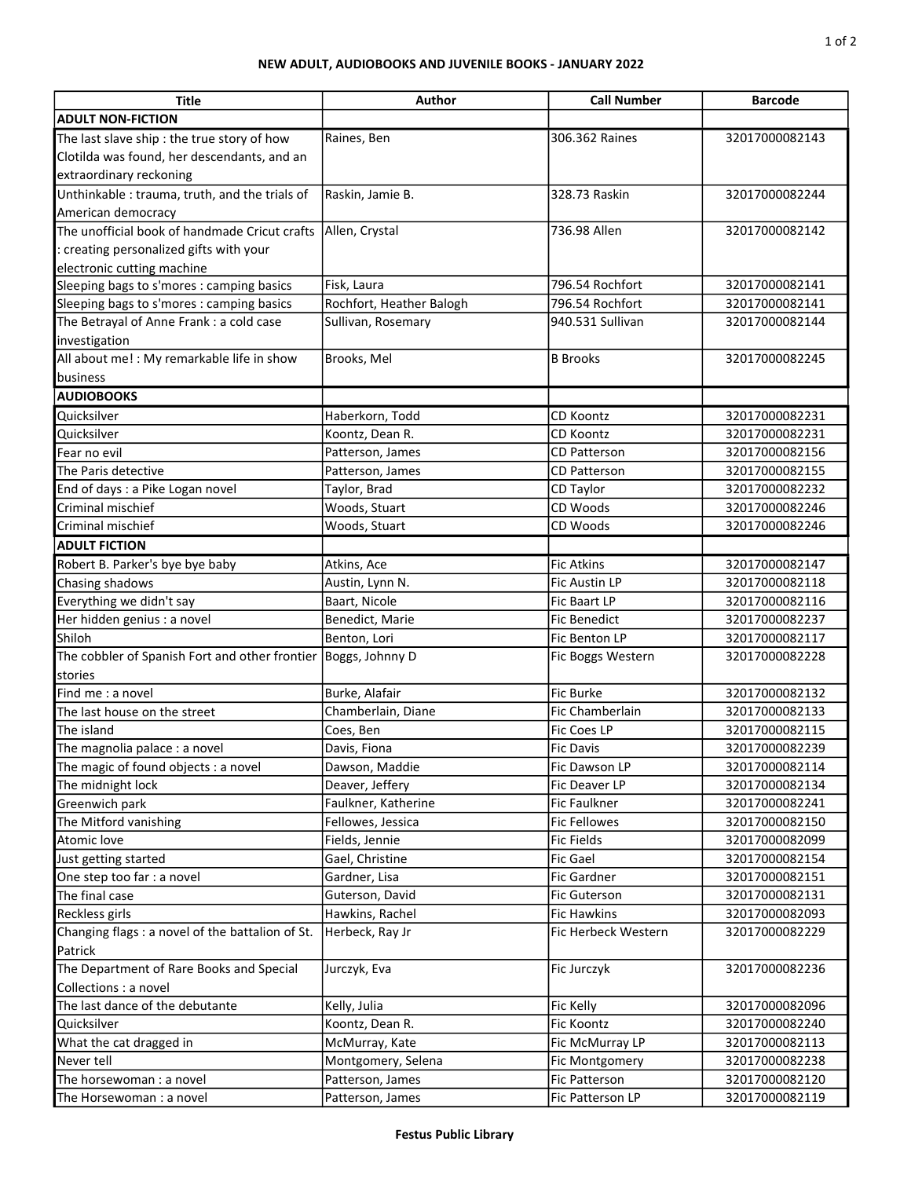**NEW ADULT, AUDIOBOOKS AND JUVENILE BOOKS - JANUARY 2022**

| Title | Author | Call Number | Barcode |
|---|---|---|---|
| **ADULT NON-FICTION** | | | |
| The last slave ship : the true story of how Clotilda was found, her descendants, and an extraordinary reckoning | Raines, Ben | 306.362 Raines | 32017000082143 |
| Unthinkable : trauma, truth, and the trials of American democracy | Raskin, Jamie B. | 328.73 Raskin | 32017000082244 |
| The unofficial book of handmade Cricut crafts : creating personalized gifts with your electronic cutting machine | Allen, Crystal | 736.98 Allen | 32017000082142 |
| Sleeping bags to s'mores : camping basics | Fisk, Laura | 796.54 Rochfort | 32017000082141 |
| Sleeping bags to s'mores : camping basics | Rochfort, Heather Balogh | 796.54 Rochfort | 32017000082141 |
| The Betrayal of Anne Frank : a cold case investigation | Sullivan, Rosemary | 940.531 Sullivan | 32017000082144 |
| All about me! : My remarkable life in show business | Brooks, Mel | B Brooks | 32017000082245 |
| **AUDIOBOOKS** | | | |
| Quicksilver | Haberkorn, Todd | CD Koontz | 32017000082231 |
| Quicksilver | Koontz, Dean R. | CD Koontz | 32017000082231 |
| Fear no evil | Patterson, James | CD Patterson | 32017000082156 |
| The Paris detective | Patterson, James | CD Patterson | 32017000082155 |
| End of days : a Pike Logan novel | Taylor, Brad | CD Taylor | 32017000082232 |
| Criminal mischief | Woods, Stuart | CD Woods | 32017000082246 |
| Criminal mischief | Woods, Stuart | CD Woods | 32017000082246 |
| **ADULT FICTION** | | | |
| Robert B. Parker's bye bye baby | Atkins, Ace | Fic Atkins | 32017000082147 |
| Chasing shadows | Austin, Lynn N. | Fic Austin LP | 32017000082118 |
| Everything we didn't say | Baart, Nicole | Fic Baart LP | 32017000082116 |
| Her hidden genius : a novel | Benedict, Marie | Fic Benedict | 32017000082237 |
| Shiloh | Benton, Lori | Fic Benton LP | 32017000082117 |
| The cobbler of Spanish Fort and other frontier stories | Boggs, Johnny D | Fic Boggs Western | 32017000082228 |
| Find me : a novel | Burke, Alafair | Fic Burke | 32017000082132 |
| The last house on the street | Chamberlain, Diane | Fic Chamberlain | 32017000082133 |
| The island | Coes, Ben | Fic Coes LP | 32017000082115 |
| The magnolia palace : a novel | Davis, Fiona | Fic Davis | 32017000082239 |
| The magic of found objects : a novel | Dawson, Maddie | Fic Dawson LP | 32017000082114 |
| The midnight lock | Deaver, Jeffery | Fic Deaver LP | 32017000082134 |
| Greenwich park | Faulkner, Katherine | Fic Faulkner | 32017000082241 |
| The Mitford vanishing | Fellowes, Jessica | Fic Fellowes | 32017000082150 |
| Atomic love | Fields, Jennie | Fic Fields | 32017000082099 |
| Just getting started | Gael, Christine | Fic Gael | 32017000082154 |
| One step too far : a novel | Gardner, Lisa | Fic Gardner | 32017000082151 |
| The final case | Guterson, David | Fic Guterson | 32017000082131 |
| Reckless girls | Hawkins, Rachel | Fic Hawkins | 32017000082093 |
| Changing flags : a novel of the battalion of St. Patrick | Herbeck, Ray Jr | Fic Herbeck Western | 32017000082229 |
| The Department of Rare Books and Special Collections : a novel | Jurczyk, Eva | Fic Jurczyk | 32017000082236 |
| The last dance of the debutante | Kelly, Julia | Fic Kelly | 32017000082096 |
| Quicksilver | Koontz, Dean R. | Fic Koontz | 32017000082240 |
| What the cat dragged in | McMurray, Kate | Fic McMurray LP | 32017000082113 |
| Never tell | Montgomery, Selena | Fic Montgomery | 32017000082238 |
| The horsewoman : a novel | Patterson, James | Fic Patterson | 32017000082120 |
| The Horsewoman : a novel | Patterson, James | Fic Patterson LP | 32017000082119 |

**Festus Public Library**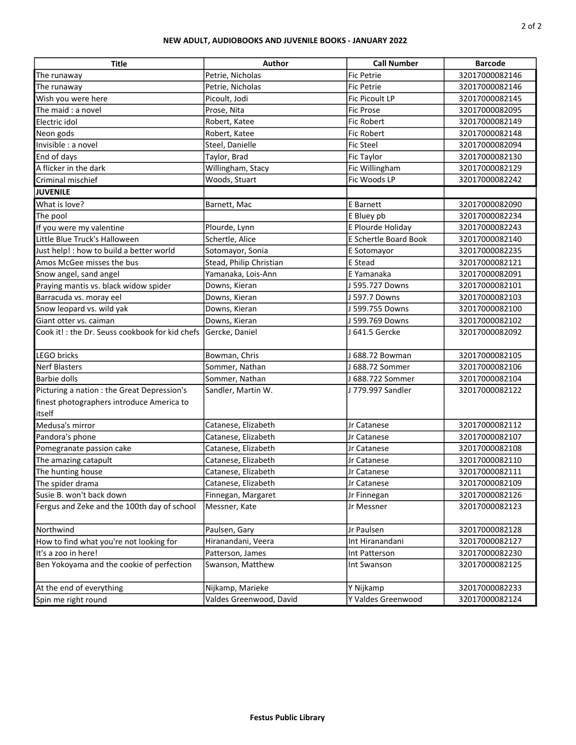**NEW ADULT, AUDIOBOOKS AND JUVENILE BOOKS - JANUARY 2022**

| Title | Author | Call Number | Barcode |
|---|---|---|---|
| The runaway | Petrie, Nicholas | Fic Petrie | 32017000082146 |
| The runaway | Petrie, Nicholas | Fic Petrie | 32017000082146 |
| Wish you were here | Picoult, Jodi | Fic Picoult LP | 32017000082145 |
| The maid : a novel | Prose, Nita | Fic Prose | 32017000082095 |
| Electric idol | Robert, Katee | Fic Robert | 32017000082149 |
| Neon gods | Robert, Katee | Fic Robert | 32017000082148 |
| Invisible : a novel | Steel, Danielle | Fic Steel | 32017000082094 |
| End of days | Taylor, Brad | Fic Taylor | 32017000082130 |
| A flicker in the dark | Willingham, Stacy | Fic Willingham | 32017000082129 |
| Criminal mischief | Woods, Stuart | Fic Woods LP | 32017000082242 |
| **JUVENILE** | | | |
| What is love? | Barnett, Mac | E Barnett | 32017000082090 |
| The pool | | E Bluey pb | 32017000082234 |
| If you were my valentine | Plourde, Lynn | E Plourde Holiday | 32017000082243 |
| Little Blue Truck's Halloween | Schertle, Alice | E Schertle Board Book | 32017000082140 |
| Just help! : how to build a better world | Sotomayor, Sonia | E Sotomayor | 32017000082235 |
| Amos McGee misses the bus | Stead, Philip Christian | E Stead | 32017000082121 |
| Snow angel, sand angel | Yamanaka, Lois-Ann | E Yamanaka | 32017000082091 |
| Praying mantis vs. black widow spider | Downs, Kieran | J 595.727 Downs | 32017000082101 |
| Barracuda vs. moray eel | Downs, Kieran | J 597.7 Downs | 32017000082103 |
| Snow leopard vs. wild yak | Downs, Kieran | J 599.755 Downs | 32017000082100 |
| Giant otter vs. caiman | Downs, Kieran | J 599.769 Downs | 32017000082102 |
| Cook it! : the Dr. Seuss cookbook for kid chefs | Gercke, Daniel | J 641.5 Gercke | 32017000082092 |
| LEGO bricks | Bowman, Chris | J 688.72 Bowman | 32017000082105 |
| Nerf Blasters | Sommer, Nathan | J 688.72 Sommer | 32017000082106 |
| Barbie dolls | Sommer, Nathan | J 688.722 Sommer | 32017000082104 |
| Picturing a nation : the Great Depression's finest photographers introduce America to itself | Sandler, Martin W. | J 779.997 Sandler | 32017000082122 |
| Medusa's mirror | Catanese, Elizabeth | Jr Catanese | 32017000082112 |
| Pandora's phone | Catanese, Elizabeth | Jr Catanese | 32017000082107 |
| Pomegranate passion cake | Catanese, Elizabeth | Jr Catanese | 32017000082108 |
| The amazing catapult | Catanese, Elizabeth | Jr Catanese | 32017000082110 |
| The hunting house | Catanese, Elizabeth | Jr Catanese | 32017000082111 |
| The spider drama | Catanese, Elizabeth | Jr Catanese | 32017000082109 |
| Susie B. won't back down | Finnegan, Margaret | Jr Finnegan | 32017000082126 |
| Fergus and Zeke and the 100th day of school | Messner, Kate | Jr Messner | 32017000082123 |
| Northwind | Paulsen, Gary | Jr Paulsen | 32017000082128 |
| How to find what you're not looking for | Hiranandani, Veera | Int Hiranandani | 32017000082127 |
| It's a zoo in here! | Patterson, James | Int Patterson | 32017000082230 |
| Ben Yokoyama and the cookie of perfection | Swanson, Matthew | Int Swanson | 32017000082125 |
| At the end of everything | Nijkamp, Marieke | Y Nijkamp | 32017000082233 |
| Spin me right round | Valdes Greenwood, David | Y Valdes Greenwood | 32017000082124 |

**Festus Public Library**